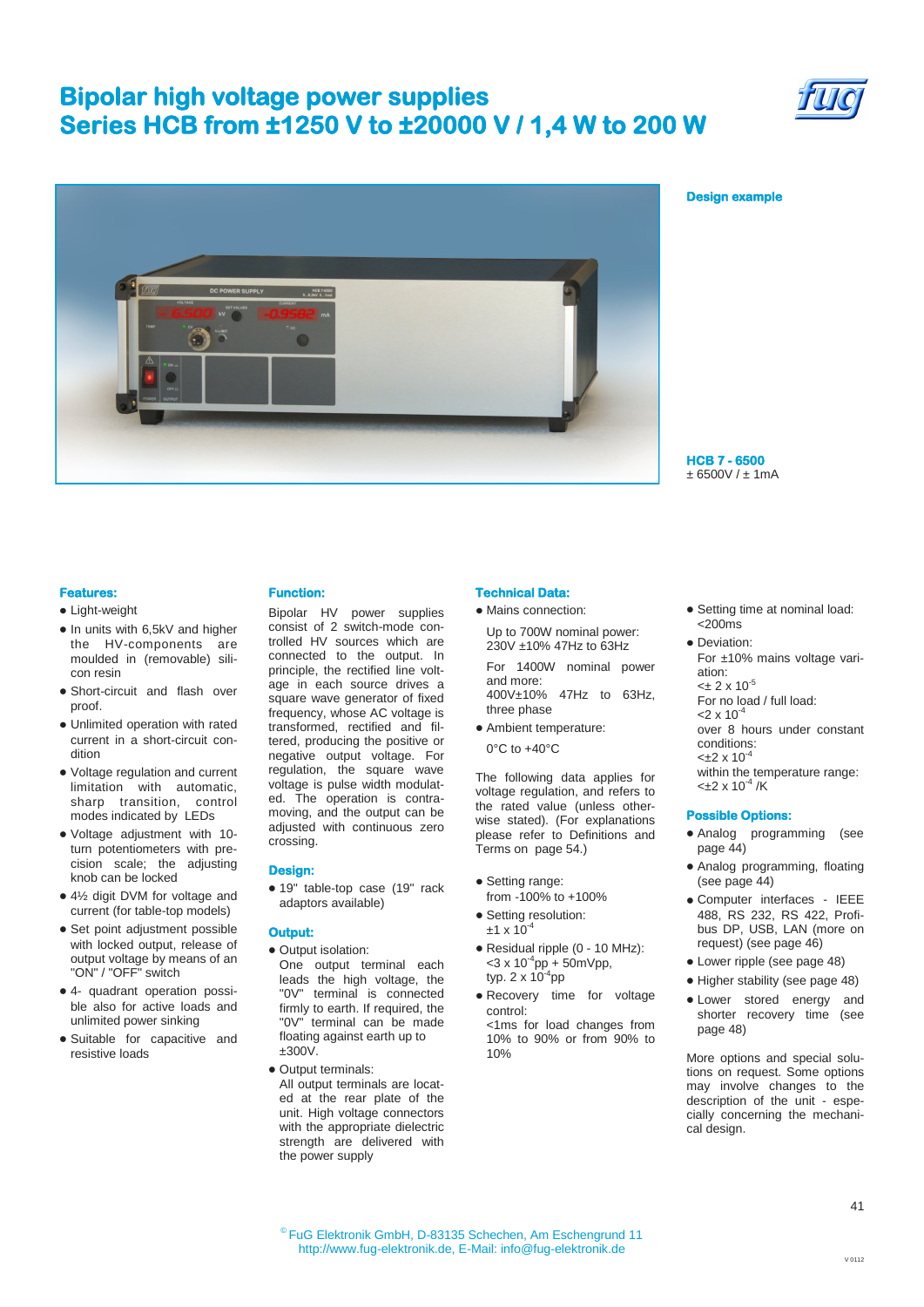# Bipolar high voltage power supplies
# Series HCB from ±1250 V to ±20000 V / 1,4 W to 200 W

**Design example**

**HCB 7 - 6500**
± 6500V / ± 1mA

### Features:

- Light-weight
- In units with 6,5kV and higher the HV-components are moulded in (removable) silicon resin
- Short-circuit and flash over proof.
- Unlimited operation with rated current in a short-circuit condition
- Voltage regulation and current limitation with automatic, sharp transition, control modes indicated by LEDs
- Voltage adjustment with 10-turn potentiometers with precision scale; the adjusting knob can be locked
- 4½ digit DVM for voltage and current (for table-top models)
- Set point adjustment possible with locked output, release of output voltage by means of an "ON" / "OFF" switch
- 4- quadrant operation possible also for active loads and unlimited power sinking
- Suitable for capacitive and resistive loads

### Function:

Bipolar HV power supplies consist of 2 switch-mode controlled HV sources which are connected to the output. In principle, the rectified line voltage in each source drives a square wave generator of fixed frequency, whose AC voltage is transformed, rectified and filtered, producing the positive or negative output voltage. For regulation, the square wave voltage is pulse width modulated. The operation is contra-moving, and the output can be adjusted with continuous zero crossing.

### Design:

- 19" table-top case (19" rack adaptors available)

### Output:

- Output isolation:
  One output terminal each leads the high voltage, the "0V" terminal is connected firmly to earth. If required, the "0V" terminal can be made floating against earth up to ±300V.
- Output terminals:
  All output terminals are located at the rear plate of the unit. High voltage connectors with the appropriate dielectric strength are delivered with the power supply

### Technical Data:

- Mains connection:

  Up to 700W nominal power: 230V ±10% 47Hz to 63Hz

  For 1400W nominal power and more: 400V±10% 47Hz to 63Hz, three phase
- Ambient temperature:

  0°C to +40°C

The following data applies for voltage regulation, and refers to the rated value (unless otherwise stated). (For explanations please refer to Definitions and Terms on page 54.)

- Setting range:
  from -100% to +100%
- Setting resolution:
  $\pm 1 \times 10^{-4}$
- Residual ripple (0 - 10 MHz):
  $<3 \times 10^{-4}$pp + 50mVpp,
  typ. $2 \times 10^{-4}$pp
- Recovery time for voltage control:
  <1ms for load changes from 10% to 90% or from 90% to 10%
- Setting time at nominal load:
  <200ms
- Deviation:
  For ±10% mains voltage variation:
  $<\pm 2 \times 10^{-5}$
  For no load / full load:
  $<2 \times 10^{-4}$
  over 8 hours under constant conditions:
  $<\pm 2 \times 10^{-4}$
  within the temperature range:
  $<\pm 2 \times 10^{-4}$ /K

### Possible Options:

- Analog programming (see page 44)
- Analog programming, floating (see page 44)
- Computer interfaces - IEEE 488, RS 232, RS 422, Profibus DP, USB, LAN (more on request) (see page 46)
- Lower ripple (see page 48)
- Higher stability (see page 48)
- Lower stored energy and shorter recovery time (see page 48)

More options and special solutions on request. Some options may involve changes to the description of the unit - especially concerning the mechanical design.

© FuG Elektronik GmbH, D-83135 Schechen, Am Eschengrund 11
http://www.fug-elektronik.de, E-Mail: info@fug-elektronik.de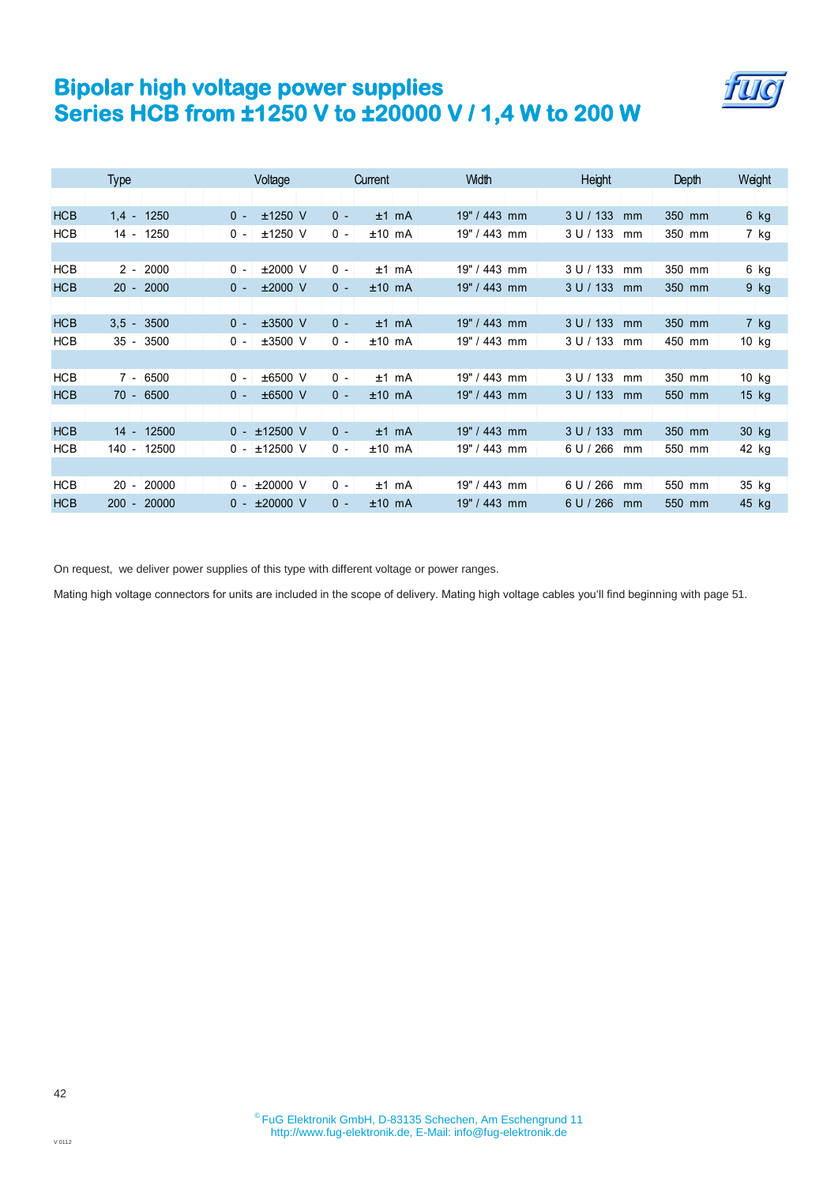# Bipolar high voltage power supplies
# Series HCB from ±1250 V to ±20000 V / 1,4 W to 200 W

| Type | | Voltage | Current | Width | Height | Depth | Weight |
|---|---|---|---|---|---|---|---|
| HCB | 1,4 - 1250 | 0 - ±1250 V | 0 - ±1 mA | 19" / 443 mm | 3 U / 133 mm | 350 mm | 6 kg |
| HCB | 14 - 1250 | 0 - ±1250 V | 0 - ±10 mA | 19" / 443 mm | 3 U / 133 mm | 350 mm | 7 kg |
| HCB | 2 - 2000 | 0 - ±2000 V | 0 - ±1 mA | 19" / 443 mm | 3 U / 133 mm | 350 mm | 6 kg |
| HCB | 20 - 2000 | 0 - ±2000 V | 0 - ±10 mA | 19" / 443 mm | 3 U / 133 mm | 350 mm | 9 kg |
| HCB | 3,5 - 3500 | 0 - ±3500 V | 0 - ±1 mA | 19" / 443 mm | 3 U / 133 mm | 350 mm | 7 kg |
| HCB | 35 - 3500 | 0 - ±3500 V | 0 - ±10 mA | 19" / 443 mm | 3 U / 133 mm | 450 mm | 10 kg |
| HCB | 7 - 6500 | 0 - ±6500 V | 0 - ±1 mA | 19" / 443 mm | 3 U / 133 mm | 350 mm | 10 kg |
| HCB | 70 - 6500 | 0 - ±6500 V | 0 - ±10 mA | 19" / 443 mm | 3 U / 133 mm | 550 mm | 15 kg |
| HCB | 14 - 12500 | 0 - ±12500 V | 0 - ±1 mA | 19" / 443 mm | 3 U / 133 mm | 350 mm | 30 kg |
| HCB | 140 - 12500 | 0 - ±12500 V | 0 - ±10 mA | 19" / 443 mm | 6 U / 266 mm | 550 mm | 42 kg |
| HCB | 20 - 20000 | 0 - ±20000 V | 0 - ±1 mA | 19" / 443 mm | 6 U / 266 mm | 550 mm | 35 kg |
| HCB | 200 - 20000 | 0 - ±20000 V | 0 - ±10 mA | 19" / 443 mm | 6 U / 266 mm | 550 mm | 45 kg |

On request, we deliver power supplies of this type with different voltage or power ranges.

Mating high voltage connectors for units are included in the scope of delivery. Mating high voltage cables you'll find beginning with page 51.

© FuG Elektronik GmbH, D-83135 Schechen, Am Eschengrund 11
http://www.fug-elektronik.de, E-Mail: info@fug-elektronik.de

V 0112